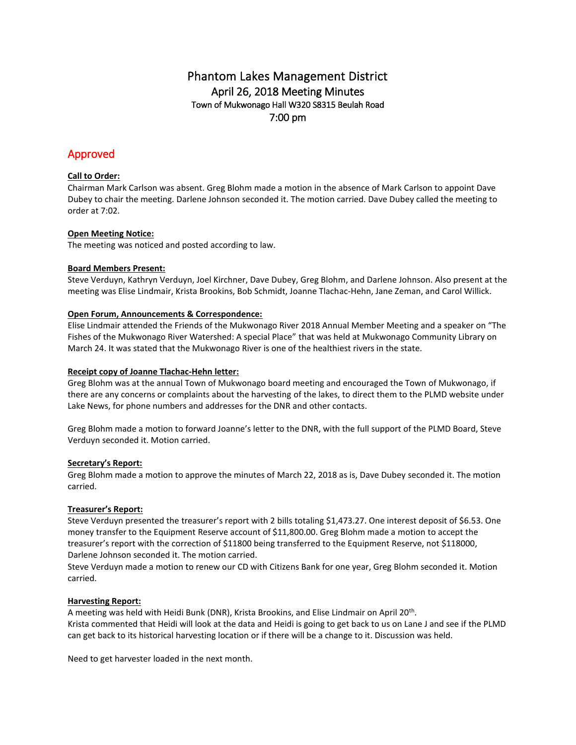# Phantom Lakes Management District

## April 26, 2018 Meeting Minutes

### Town of Mukwonago Hall W320 S8315 Beulah Road

### 7:00 pm

## Approved

**Call to Order:**

Chairman Mark Carlson was absent. Greg Blohm made a motion in the absence of Mark Carlson to appoint Dave Dubey to chair the meeting. Darlene Johnson seconded it. The motion carried. Dave Dubey called the meeting to order at 7:02.

**Open Meeting Notice:**

The meeting was noticed and posted according to law.

**Board Members Present:**

Steve Verduyn, Kathryn Verduyn, Joel Kirchner, Dave Dubey, Greg Blohm, and Darlene Johnson. Also present at the meeting was Elise Lindmair, Krista Brookins, Bob Schmidt, Joanne Tlachac-Hehn, Jane Zeman, and Carol Willick.

**Open Forum, Announcements & Correspondence:**

Elise Lindmair attended the Friends of the Mukwonago River 2018 Annual Member Meeting and a speaker on "The Fishes of the Mukwonago River Watershed: A special Place" that was held at Mukwonago Community Library on March 24. It was stated that the Mukwonago River is one of the healthiest rivers in the state.

**Receipt copy of Joanne Tlachac-Hehn letter:**

Greg Blohm was at the annual Town of Mukwonago board meeting and encouraged the Town of Mukwonago, if there are any concerns or complaints about the harvesting of the lakes, to direct them to the PLMD website under Lake News, for phone numbers and addresses for the DNR and other contacts.

Greg Blohm made a motion to forward Joanne's letter to the DNR, with the full support of the PLMD Board, Steve Verduyn seconded it. Motion carried.

**Secretary's Report:**

Greg Blohm made a motion to approve the minutes of March 22, 2018 as is, Dave Dubey seconded it. The motion carried.

**Treasurer's Report:**

Steve Verduyn presented the treasurer's report with 2 bills totaling $1,473.27. One interest deposit of $6.53. One money transfer to the Equipment Reserve account of $11,800.00. Greg Blohm made a motion to accept the treasurer's report with the correction of $11800 being transferred to the Equipment Reserve, not $118000, Darlene Johnson seconded it. The motion carried.

Steve Verduyn made a motion to renew our CD with Citizens Bank for one year, Greg Blohm seconded it. Motion carried.

**Harvesting Report:**

A meeting was held with Heidi Bunk (DNR), Krista Brookins, and Elise Lindmair on April 20th.

Krista commented that Heidi will look at the data and Heidi is going to get back to us on Lane J and see if the PLMD can get back to its historical harvesting location or if there will be a change to it. Discussion was held.

Need to get harvester loaded in the next month.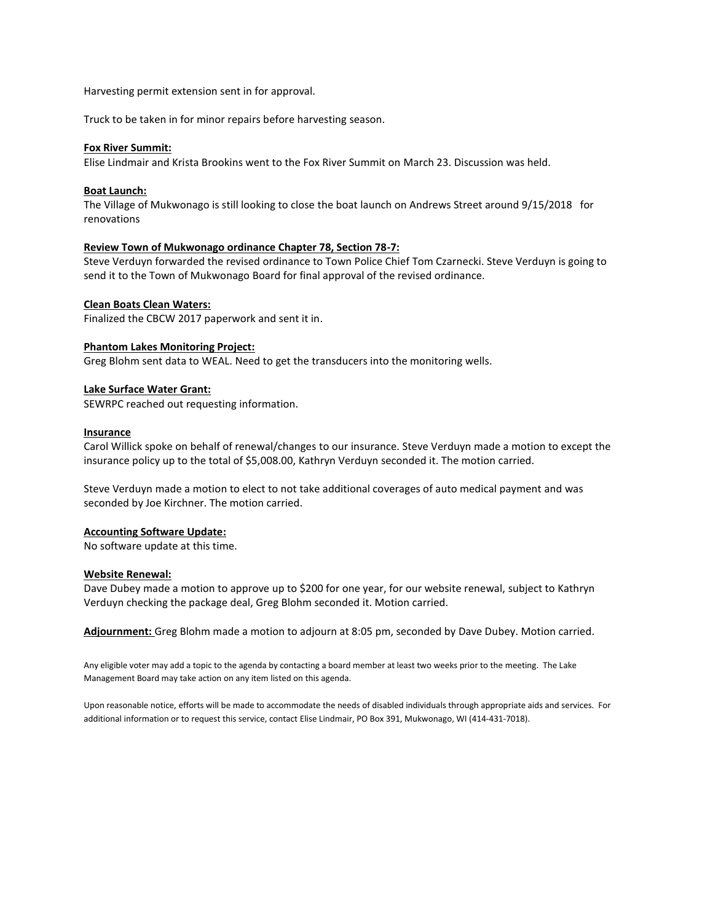Harvesting permit extension sent in for approval.

Truck to be taken in for minor repairs before harvesting season.

**Fox River Summit:**

Elise Lindmair and Krista Brookins went to the Fox River Summit on March 23. Discussion was held.

**Boat Launch:**

The Village of Mukwonago is still looking to close the boat launch on Andrews Street around 9/15/2018 for renovations

**Review Town of Mukwonago ordinance Chapter 78, Section 78-7:**

Steve Verduyn forwarded the revised ordinance to Town Police Chief Tom Czarnecki. Steve Verduyn is going to send it to the Town of Mukwonago Board for final approval of the revised ordinance.

**Clean Boats Clean Waters:**

Finalized the CBCW 2017 paperwork and sent it in.

**Phantom Lakes Monitoring Project:**

Greg Blohm sent data to WEAL. Need to get the transducers into the monitoring wells.

**Lake Surface Water Grant:**

SEWRPC reached out requesting information.

**Insurance**

Carol Willick spoke on behalf of renewal/changes to our insurance. Steve Verduyn made a motion to except the insurance policy up to the total of $5,008.00, Kathryn Verduyn seconded it. The motion carried.

Steve Verduyn made a motion to elect to not take additional coverages of auto medical payment and was seconded by Joe Kirchner. The motion carried.

**Accounting Software Update:**

No software update at this time.

**Website Renewal:**

Dave Dubey made a motion to approve up to $200 for one year, for our website renewal, subject to Kathryn Verduyn checking the package deal, Greg Blohm seconded it. Motion carried.

**Adjournment:** Greg Blohm made a motion to adjourn at 8:05 pm, seconded by Dave Dubey. Motion carried.

Any eligible voter may add a topic to the agenda by contacting a board member at least two weeks prior to the meeting. The Lake Management Board may take action on any item listed on this agenda.

Upon reasonable notice, efforts will be made to accommodate the needs of disabled individuals through appropriate aids and services. For additional information or to request this service, contact Elise Lindmair, PO Box 391, Mukwonago, WI (414-431-7018).